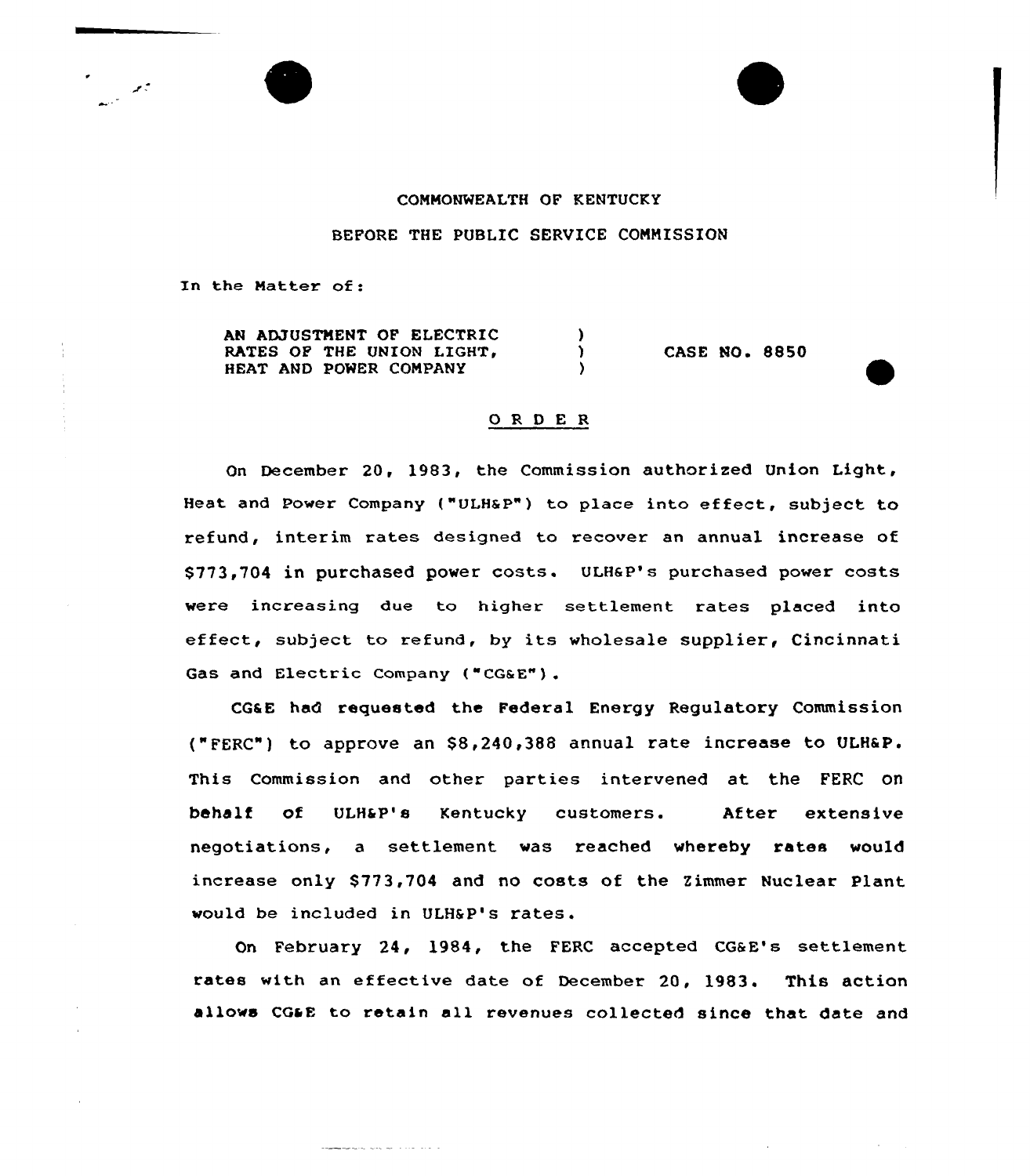COMMONWEALTH OF KENTUCKY

BEFORE THE PUBLIC SERVICE COMMISSION

In the Matter of:

AN ADJUSTMENT OF ELECTRIC RATES OF THE UNION LIGHT, HEAT AND POWER COMPANY ) CASE NO. 8850

## O R D E R

On December 20, 1983, the Commission authorized Union Light, Heat and Power Company ("ULH&P") to place into effect, subject to refund, interim rates designed to recover an annual increase of $773,704 in purchased power costs. ULH&P's purchased power costs were increasing due to higher settlement rates placed into effect, subject to refund, by its wholesale supplier, Cincinnati Gas and Electric Company ("CG&E").

CG&E had requested the Federal Energy Regulatory Commission ("FERC") to approve an $8,240,388 annual rate increase to ULH&P. This Commission and other parties intervened at the FERC on behalf of ULH&P's Kentucky customers. After extensive negotiations, a settlement was reached whereby rates would increase only $773,704 and no costs of the Zimmer Nuclear Plant would be included in ULH&P's rates.

On February 24, 1984, the FERC accepted CG&E's settlement rates with an effective date of December 20, 1983. This action allows CG&E to retain all revenues collected since that date and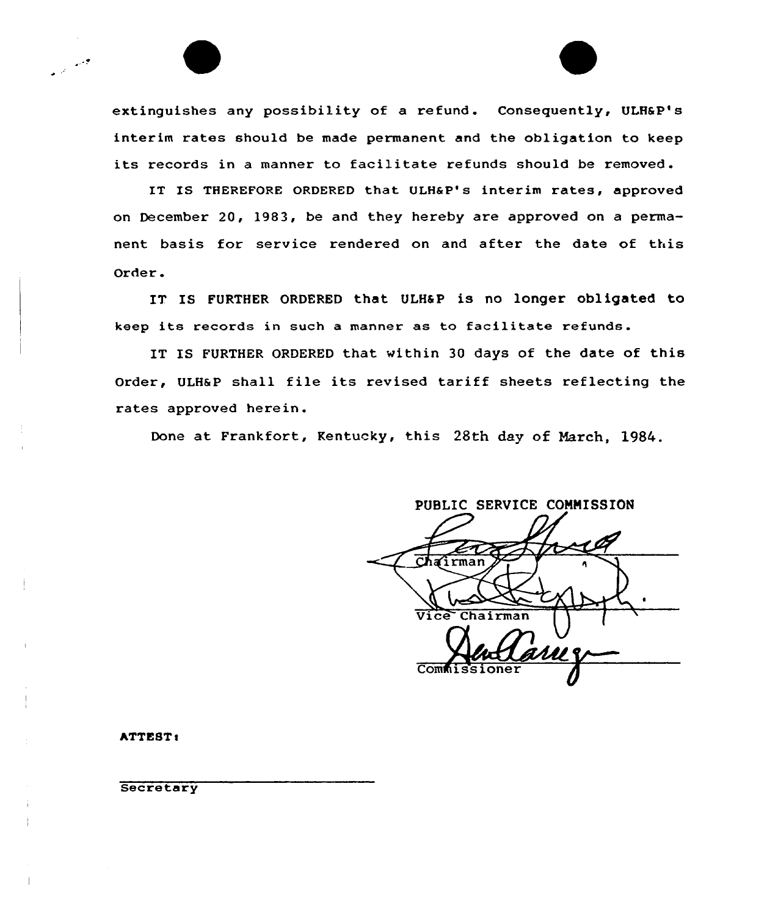extinguishes any possibility of a refund. Consequently, ULH&P's interim rates should be made permanent and the obligation to keep its records in a manner to facilitate refunds should be removed.

IT IS THEREFORE ORDERED that ULH&P's interim rates, approved on December 20, 1983, be and they hereby are approved on a permanent basis for service rendered on and after the date of this Order.

IT IS FURTHER ORDERED that ULH&P is no longer obligated to keep its records in such a manner as to facilitate refunds.

IT IS FURTHER ORDERED that within 30 days of the date of this Order, ULH&P shall file its revised tariff sheets reflecting the rates approved herein.

Done at Frankfort, Kentucky, this 28th day of March, 1984.

PUBLIC SERVICE COMMISSION

Chairman

Vice Chairman

Commissioner

ATTEST:

Secretary